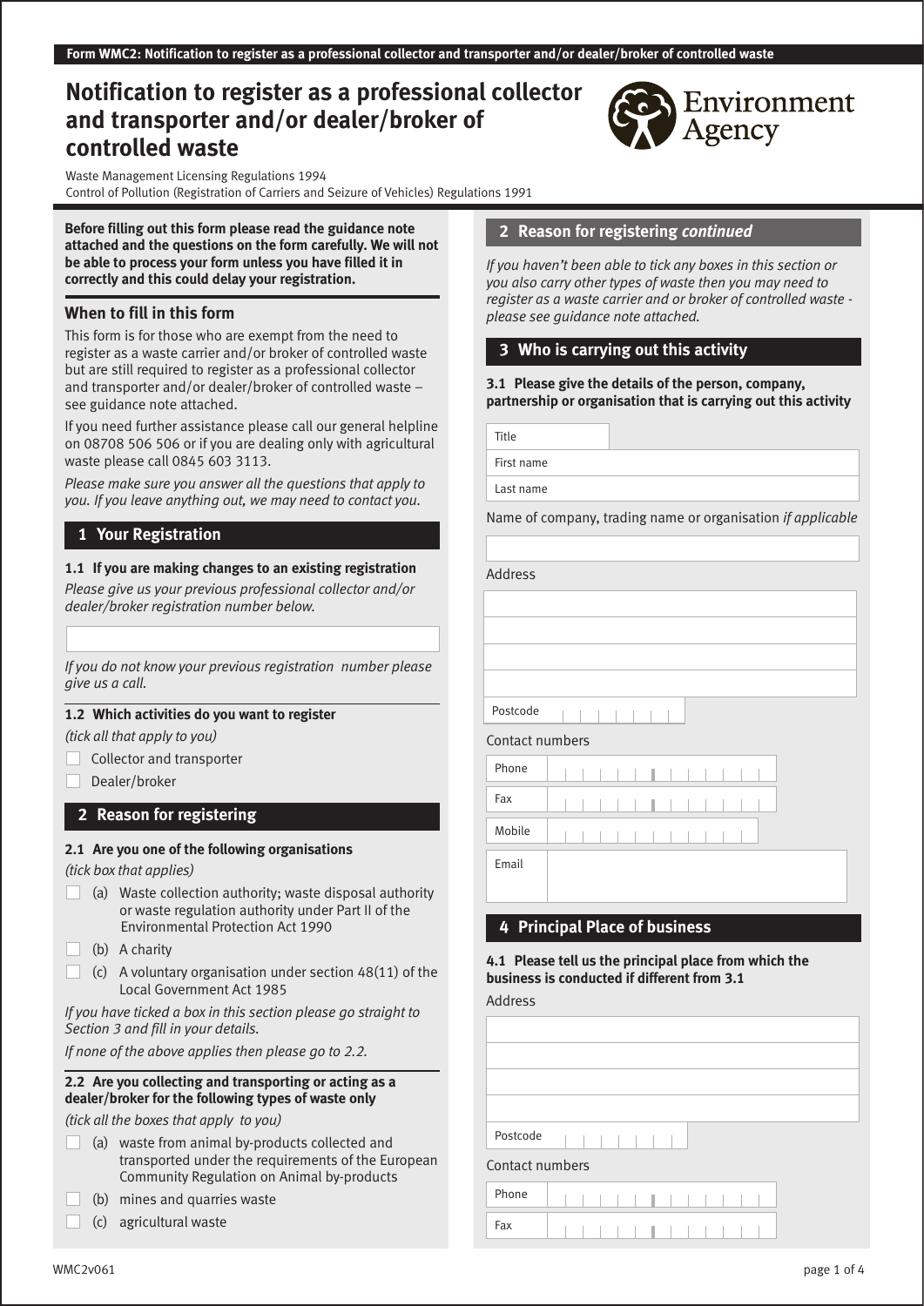Form WMC2: Notification to register as a professional collector and transporter and/or dealer/broker of controlled waste

# Notification to register as a professional collector and transporter and/or dealer/broker of controlled waste

Environment Agency

Waste Management Licensing Regulations 1994
Control of Pollution (Registration of Carriers and Seizure of Vehicles) Regulations 1991

**Before filling out this form please read the guidance note attached and the questions on the form carefully. We will not be able to process your form unless you have filled it in correctly and this could delay your registration.**

### When to fill in this form

This form is for those who are exempt from the need to register as a waste carrier and/or broker of controlled waste but are still required to register as a professional collector and transporter and/or dealer/broker of controlled waste – see guidance note attached.

If you need further assistance please call our general helpline on 08708 506 506 or if you are dealing only with agricultural waste please call 0845 603 3113.

*Please make sure you answer all the questions that apply to you. If you leave anything out, we may need to contact you.*

## 1 Your Registration

**1.1 If you are making changes to an existing registration**

*Please give us your previous professional collector and/or dealer/broker registration number below.*

*If you do not know your previous registration number please give us a call.*

**1.2 Which activities do you want to register**

*(tick all that apply to you)*

- ☐ Collector and transporter
- ☐ Dealer/broker

## 2 Reason for registering

**2.1 Are you one of the following organisations**

*(tick box that applies)*

- ☐ (a) Waste collection authority; waste disposal authority or waste regulation authority under Part II of the Environmental Protection Act 1990
- ☐ (b) A charity
- ☐ (c) A voluntary organisation under section 48(11) of the Local Government Act 1985

*If you have ticked a box in this section please go straight to Section 3 and fill in your details.*

*If none of the above applies then please go to 2.2.*

**2.2 Are you collecting and transporting or acting as a dealer/broker for the following types of waste only**

*(tick all the boxes that apply to you)*

- ☐ (a) waste from animal by-products collected and transported under the requirements of the European Community Regulation on Animal by-products
- ☐ (b) mines and quarries waste
- ☐ (c) agricultural waste

## 2 Reason for registering *continued*

*If you haven't been able to tick any boxes in this section or you also carry other types of waste then you may need to register as a waste carrier and or broker of controlled waste - please see guidance note attached.*

## 3 Who is carrying out this activity

**3.1 Please give the details of the person, company, partnership or organisation that is carrying out this activity**

Title

First name

Last name

Name of company, trading name or organisation *if applicable*

Address

Postcode

Contact numbers

Phone

Fax

Mobile

Email

## 4 Principal Place of business

**4.1 Please tell us the principal place from which the business is conducted if different from 3.1**

Address

Postcode

Contact numbers

Phone

Fax

WMC2v061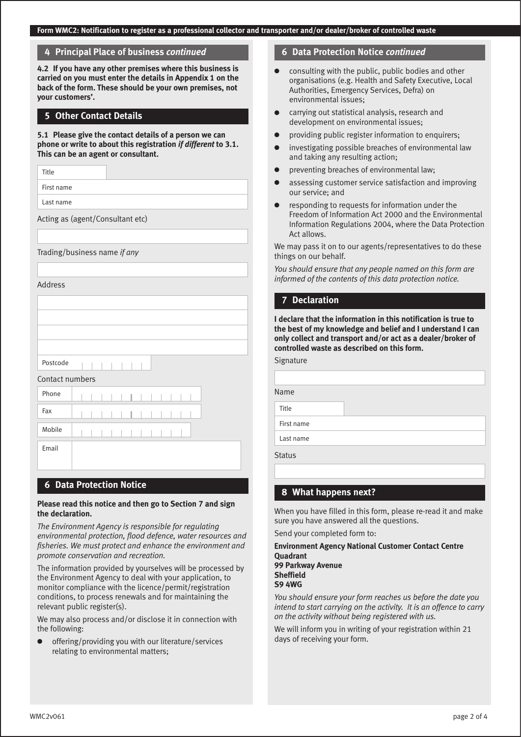## 4 Principal Place of business *continued*

**4.2 If you have any other premises where this business is carried on you must enter the details in Appendix 1 on the back of the form. These should be your own premises, not your customers'.**

## 5 Other Contact Details

**5.1 Please give the contact details of a person we can phone or write to about this registration *if different* to 3.1. This can be an agent or consultant.**

Title

First name

Last name

Acting as (agent/Consultant etc)

Trading/business name *if any*

Address

Postcode

Contact numbers

Phone

Fax

Mobile

Email

## 6 Data Protection Notice

**Please read this notice and then go to Section 7 and sign the declaration.**

*The Environment Agency is responsible for regulating environmental protection, flood defence, water resources and fisheries. We must protect and enhance the environment and promote conservation and recreation.*

The information provided by yourselves will be processed by the Environment Agency to deal with your application, to monitor compliance with the licence/permit/registration conditions, to process renewals and for maintaining the relevant public register(s).

We may also process and/or disclose it in connection with the following:

- offering/providing you with our literature/services relating to environmental matters;
- consulting with the public, public bodies and other organisations (e.g. Health and Safety Executive, Local Authorities, Emergency Services, Defra) on environmental issues;
- carrying out statistical analysis, research and development on environmental issues;
- providing public register information to enquirers;
- investigating possible breaches of environmental law and taking any resulting action;
- preventing breaches of environmental law;
- assessing customer service satisfaction and improving our service; and
- responding to requests for information under the Freedom of Information Act 2000 and the Environmental Information Regulations 2004, where the Data Protection Act allows.

We may pass it on to our agents/representatives to do these things on our behalf.

*You should ensure that any people named on this form are informed of the contents of this data protection notice.*

## 7 Declaration

**I declare that the information in this notification is true to the best of my knowledge and belief and I understand I can only collect and transport and/or act as a dealer/broker of controlled waste as described on this form.**

Signature

Name

Title

First name

Last name

Status

## 8 What happens next?

When you have filled in this form, please re-read it and make sure you have answered all the questions.

Send your completed form to:

**Environment Agency National Customer Contact Centre**
**Quadrant**
**99 Parkway Avenue**
**Sheffield**
**S9 4WG**

*You should ensure your form reaches us before the date you intend to start carrying on the activity. It is an offence to carry on the activity without being registered with us.*

We will inform you in writing of your registration within 21 days of receiving your form.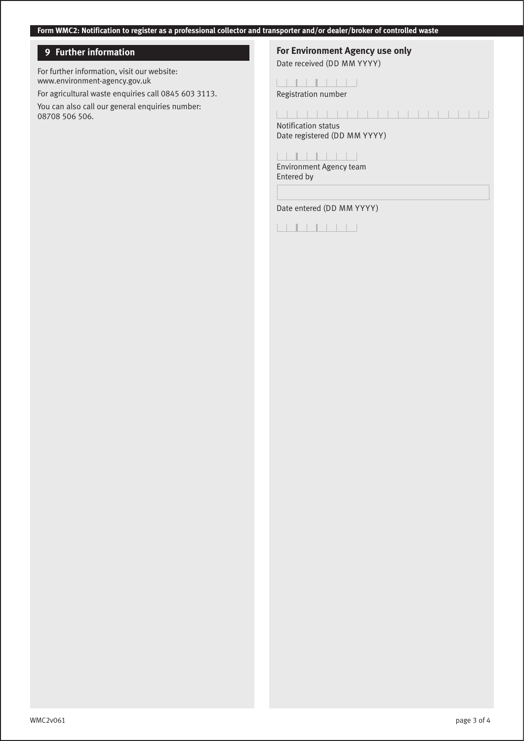## 9 Further information

For further information, visit our website: www.environment-agency.gov.uk

For agricultural waste enquiries call 0845 603 3113.

You can also call our general enquiries number: 08708 506 506.

### For Environment Agency use only

Date received (DD MM YYYY)

Registration number

Notification status

Date registered (DD MM YYYY)

Environment Agency team

Entered by

Date entered (DD MM YYYY)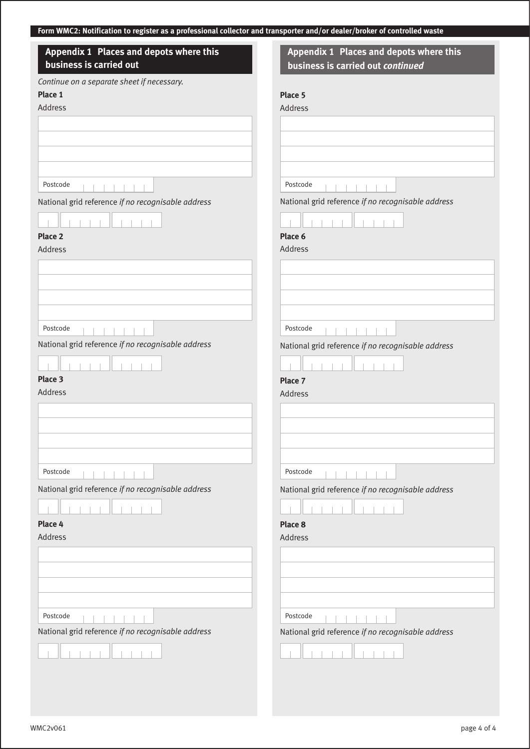Form WMC2: Notification to register as a professional collector and transporter and/or dealer/broker of controlled waste

## Appendix 1 Places and depots where this business is carried out

*Continue on a separate sheet if necessary.*

**Place 1**

Address

Postcode

National grid reference *if no recognisable address*

**Place 2**

Address

Postcode

National grid reference *if no recognisable address*

**Place 3**

Address

Postcode

National grid reference *if no recognisable address*

**Place 4**

Address

Postcode

National grid reference *if no recognisable address*

## Appendix 1 Places and depots where this business is carried out *continued*

**Place 5**

Address

Postcode

National grid reference *if no recognisable address*

**Place 6**

Address

Postcode

National grid reference *if no recognisable address*

**Place 7**

Address

Postcode

National grid reference *if no recognisable address*

**Place 8**

Address

Postcode

National grid reference *if no recognisable address*

WMC2v061